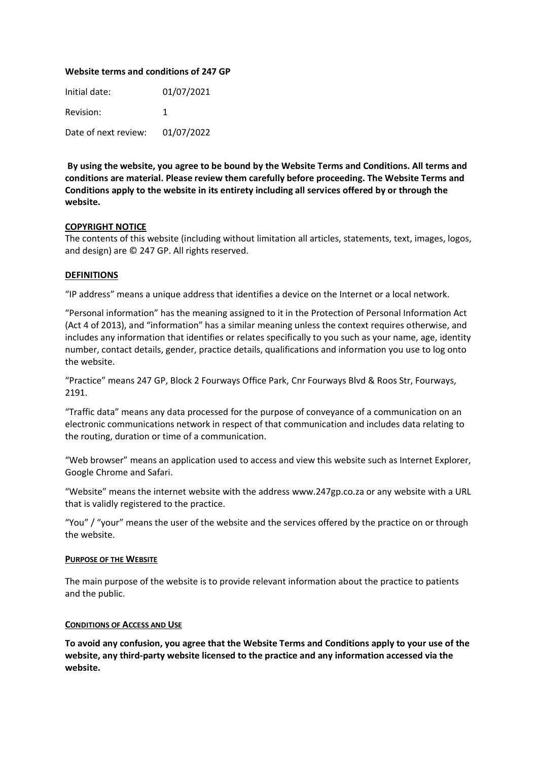**Website terms and conditions of 247 GP**

| | |
|---|---|
| Initial date: | 01/07/2021 |
| Revision: | 1 |
| Date of next review: | 01/07/2022 |

**By using the website, you agree to be bound by the Website Terms and Conditions. All terms and conditions are material. Please review them carefully before proceeding. The Website Terms and Conditions apply to the website in its entirety including all services offered by or through the website.**

## COPYRIGHT NOTICE

The contents of this website (including without limitation all articles, statements, text, images, logos, and design) are © 247 GP. All rights reserved.

## DEFINITIONS

"IP address" means a unique address that identifies a device on the Internet or a local network.

"Personal information" has the meaning assigned to it in the Protection of Personal Information Act (Act 4 of 2013), and "information" has a similar meaning unless the context requires otherwise, and includes any information that identifies or relates specifically to you such as your name, age, identity number, contact details, gender, practice details, qualifications and information you use to log onto the website.

"Practice" means 247 GP, Block 2 Fourways Office Park, Cnr Fourways Blvd & Roos Str, Fourways, 2191.

"Traffic data" means any data processed for the purpose of conveyance of a communication on an electronic communications network in respect of that communication and includes data relating to the routing, duration or time of a communication.

"Web browser" means an application used to access and view this website such as Internet Explorer, Google Chrome and Safari.

"Website" means the internet website with the address www.247gp.co.za or any website with a URL that is validly registered to the practice.

"You" / "your" means the user of the website and the services offered by the practice on or through the website.

## PURPOSE OF THE WEBSITE

The main purpose of the website is to provide relevant information about the practice to patients and the public.

## CONDITIONS OF ACCESS AND USE

**To avoid any confusion, you agree that the Website Terms and Conditions apply to your use of the website, any third-party website licensed to the practice and any information accessed via the website.**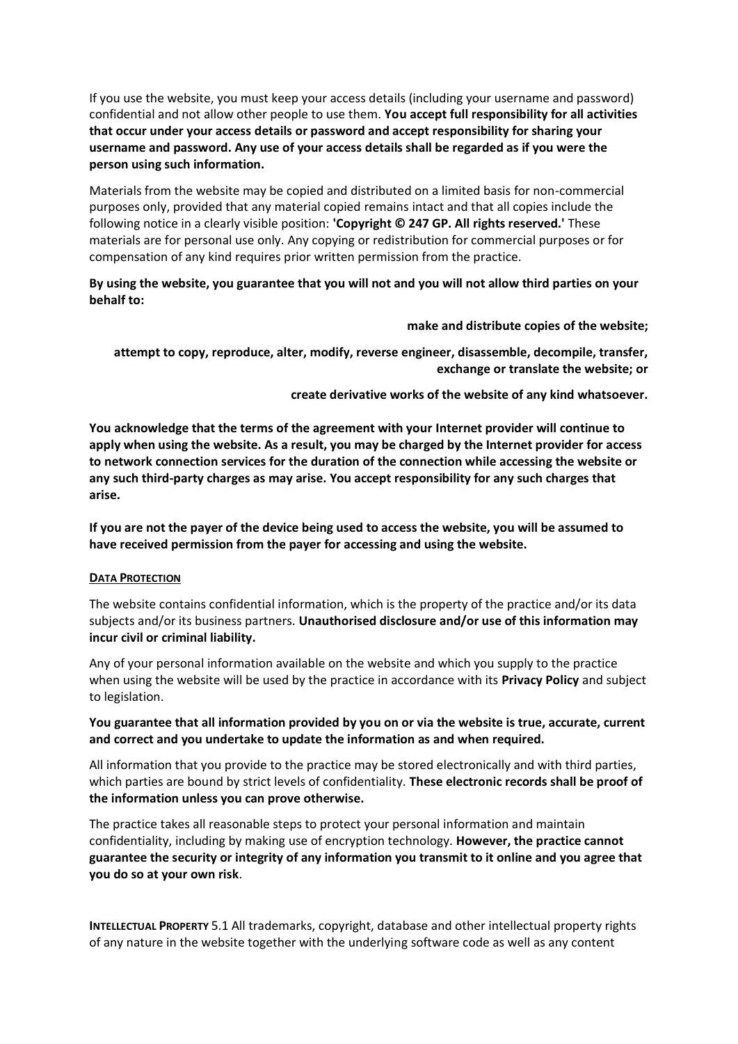If you use the website, you must keep your access details (including your username and password) confidential and not allow other people to use them. **You accept full responsibility for all activities that occur under your access details or password and accept responsibility for sharing your username and password. Any use of your access details shall be regarded as if you were the person using such information.**

Materials from the website may be copied and distributed on a limited basis for non-commercial purposes only, provided that any material copied remains intact and that all copies include the following notice in a clearly visible position: **'Copyright © 247 GP. All rights reserved.'** These materials are for personal use only. Any copying or redistribution for commercial purposes or for compensation of any kind requires prior written permission from the practice.

**By using the website, you guarantee that you will not and you will not allow third parties on your behalf to:**

- **make and distribute copies of the website;**
- **attempt to copy, reproduce, alter, modify, reverse engineer, disassemble, decompile, transfer, exchange or translate the website; or**
- **create derivative works of the website of any kind whatsoever.**

**You acknowledge that the terms of the agreement with your Internet provider will continue to apply when using the website. As a result, you may be charged by the Internet provider for access to network connection services for the duration of the connection while accessing the website or any such third-party charges as may arise. You accept responsibility for any such charges that arise.**

**If you are not the payer of the device being used to access the website, you will be assumed to have received permission from the payer for accessing and using the website.**

## DATA PROTECTION

The website contains confidential information, which is the property of the practice and/or its data subjects and/or its business partners. **Unauthorised disclosure and/or use of this information may incur civil or criminal liability.**

Any of your personal information available on the website and which you supply to the practice when using the website will be used by the practice in accordance with its **Privacy Policy** and subject to legislation.

**You guarantee that all information provided by you on or via the website is true, accurate, current and correct and you undertake to update the information as and when required.**

All information that you provide to the practice may be stored electronically and with third parties, which parties are bound by strict levels of confidentiality. **These electronic records shall be proof of the information unless you can prove otherwise.**

The practice takes all reasonable steps to protect your personal information and maintain confidentiality, including by making use of encryption technology. **However, the practice cannot guarantee the security or integrity of any information you transmit to it online and you agree that you do so at your own risk**.

**INTELLECTUAL PROPERTY** 5.1 All trademarks, copyright, database and other intellectual property rights of any nature in the website together with the underlying software code as well as any content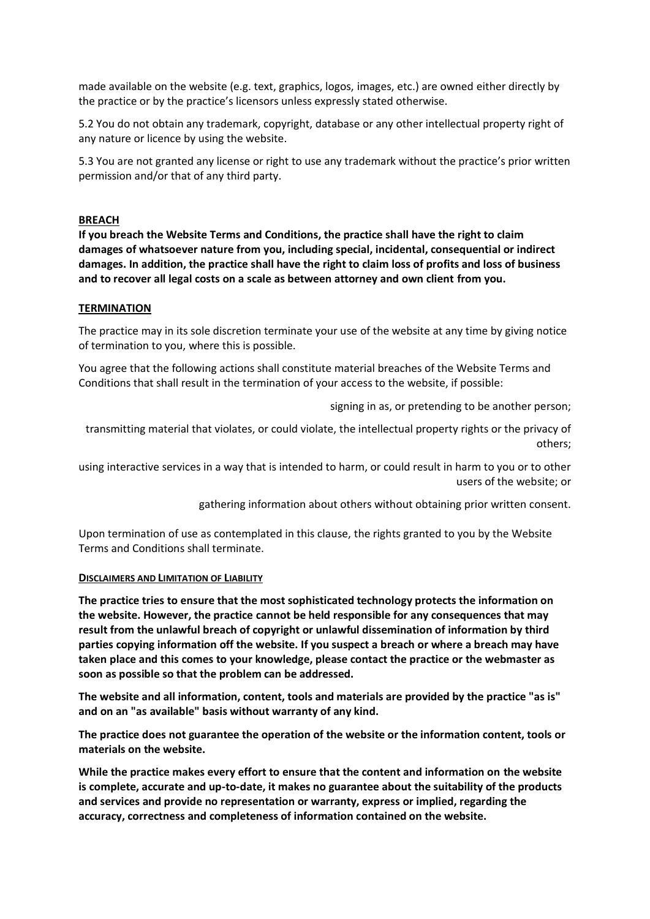made available on the website (e.g. text, graphics, logos, images, etc.) are owned either directly by the practice or by the practice's licensors unless expressly stated otherwise.

5.2 You do not obtain any trademark, copyright, database or any other intellectual property right of any nature or licence by using the website.

5.3 You are not granted any license or right to use any trademark without the practice's prior written permission and/or that of any third party.

## BREACH

**If you breach the Website Terms and Conditions, the practice shall have the right to claim damages of whatsoever nature from you, including special, incidental, consequential or indirect damages. In addition, the practice shall have the right to claim loss of profits and loss of business and to recover all legal costs on a scale as between attorney and own client from you.**

## TERMINATION

The practice may in its sole discretion terminate your use of the website at any time by giving notice of termination to you, where this is possible.

You agree that the following actions shall constitute material breaches of the Website Terms and Conditions that shall result in the termination of your access to the website, if possible:

- signing in as, or pretending to be another person;
- transmitting material that violates, or could violate, the intellectual property rights or the privacy of others;
- using interactive services in a way that is intended to harm, or could result in harm to you or to other users of the website; or
- gathering information about others without obtaining prior written consent.

Upon termination of use as contemplated in this clause, the rights granted to you by the Website Terms and Conditions shall terminate.

## DISCLAIMERS AND LIMITATION OF LIABILITY

**The practice tries to ensure that the most sophisticated technology protects the information on the website. However, the practice cannot be held responsible for any consequences that may result from the unlawful breach of copyright or unlawful dissemination of information by third parties copying information off the website. If you suspect a breach or where a breach may have taken place and this comes to your knowledge, please contact the practice or the webmaster as soon as possible so that the problem can be addressed.**

**The website and all information, content, tools and materials are provided by the practice "as is" and on an "as available" basis without warranty of any kind.**

**The practice does not guarantee the operation of the website or the information content, tools or materials on the website.**

**While the practice makes every effort to ensure that the content and information on the website is complete, accurate and up-to-date, it makes no guarantee about the suitability of the products and services and provide no representation or warranty, express or implied, regarding the accuracy, correctness and completeness of information contained on the website.**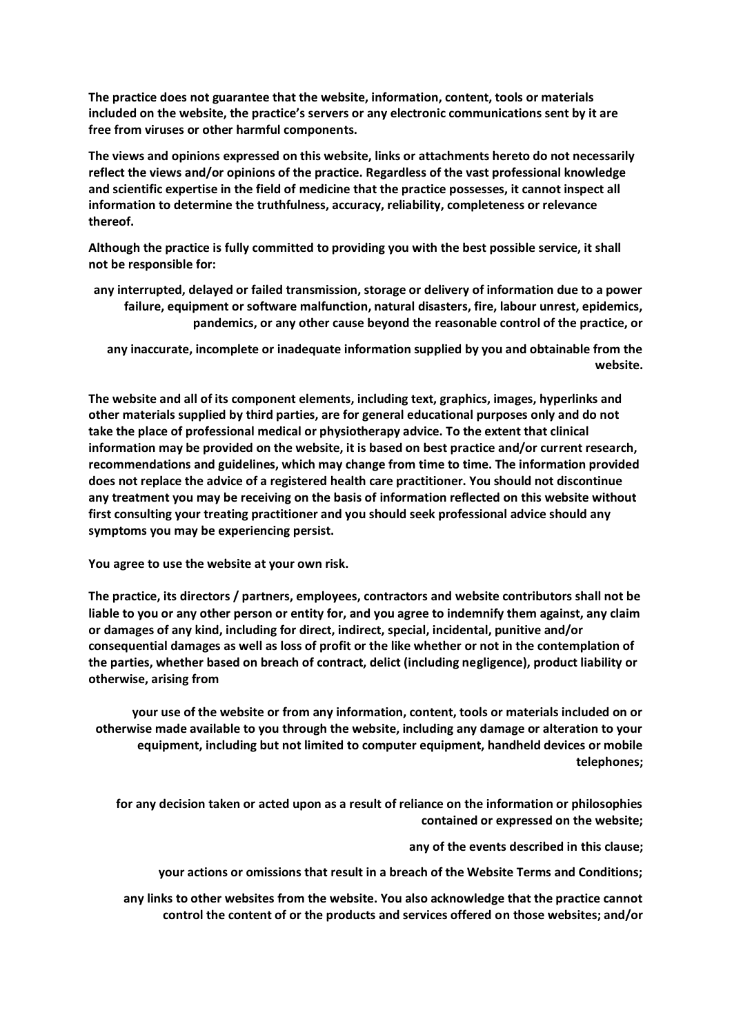**The practice does not guarantee that the website, information, content, tools or materials included on the website, the practice's servers or any electronic communications sent by it are free from viruses or other harmful components.**

**The views and opinions expressed on this website, links or attachments hereto do not necessarily reflect the views and/or opinions of the practice. Regardless of the vast professional knowledge and scientific expertise in the field of medicine that the practice possesses, it cannot inspect all information to determine the truthfulness, accuracy, reliability, completeness or relevance thereof.**

**Although the practice is fully committed to providing you with the best possible service, it shall not be responsible for:**

- **any interrupted, delayed or failed transmission, storage or delivery of information due to a power failure, equipment or software malfunction, natural disasters, fire, labour unrest, epidemics, pandemics, or any other cause beyond the reasonable control of the practice, or**
- **any inaccurate, incomplete or inadequate information supplied by you and obtainable from the website.**

**The website and all of its component elements, including text, graphics, images, hyperlinks and other materials supplied by third parties, are for general educational purposes only and do not take the place of professional medical or physiotherapy advice. To the extent that clinical information may be provided on the website, it is based on best practice and/or current research, recommendations and guidelines, which may change from time to time. The information provided does not replace the advice of a registered health care practitioner. You should not discontinue any treatment you may be receiving on the basis of information reflected on this website without first consulting your treating practitioner and you should seek professional advice should any symptoms you may be experiencing persist.**

**You agree to use the website at your own risk.**

**The practice, its directors / partners, employees, contractors and website contributors shall not be liable to you or any other person or entity for, and you agree to indemnify them against, any claim or damages of any kind, including for direct, indirect, special, incidental, punitive and/or consequential damages as well as loss of profit or the like whether or not in the contemplation of the parties, whether based on breach of contract, delict (including negligence), product liability or otherwise, arising from**

- **your use of the website or from any information, content, tools or materials included on or otherwise made available to you through the website, including any damage or alteration to your equipment, including but not limited to computer equipment, handheld devices or mobile telephones;**
- **for any decision taken or acted upon as a result of reliance on the information or philosophies contained or expressed on the website;**
- **any of the events described in this clause;**
- **your actions or omissions that result in a breach of the Website Terms and Conditions;**
- **any links to other websites from the website. You also acknowledge that the practice cannot control the content of or the products and services offered on those websites; and/or**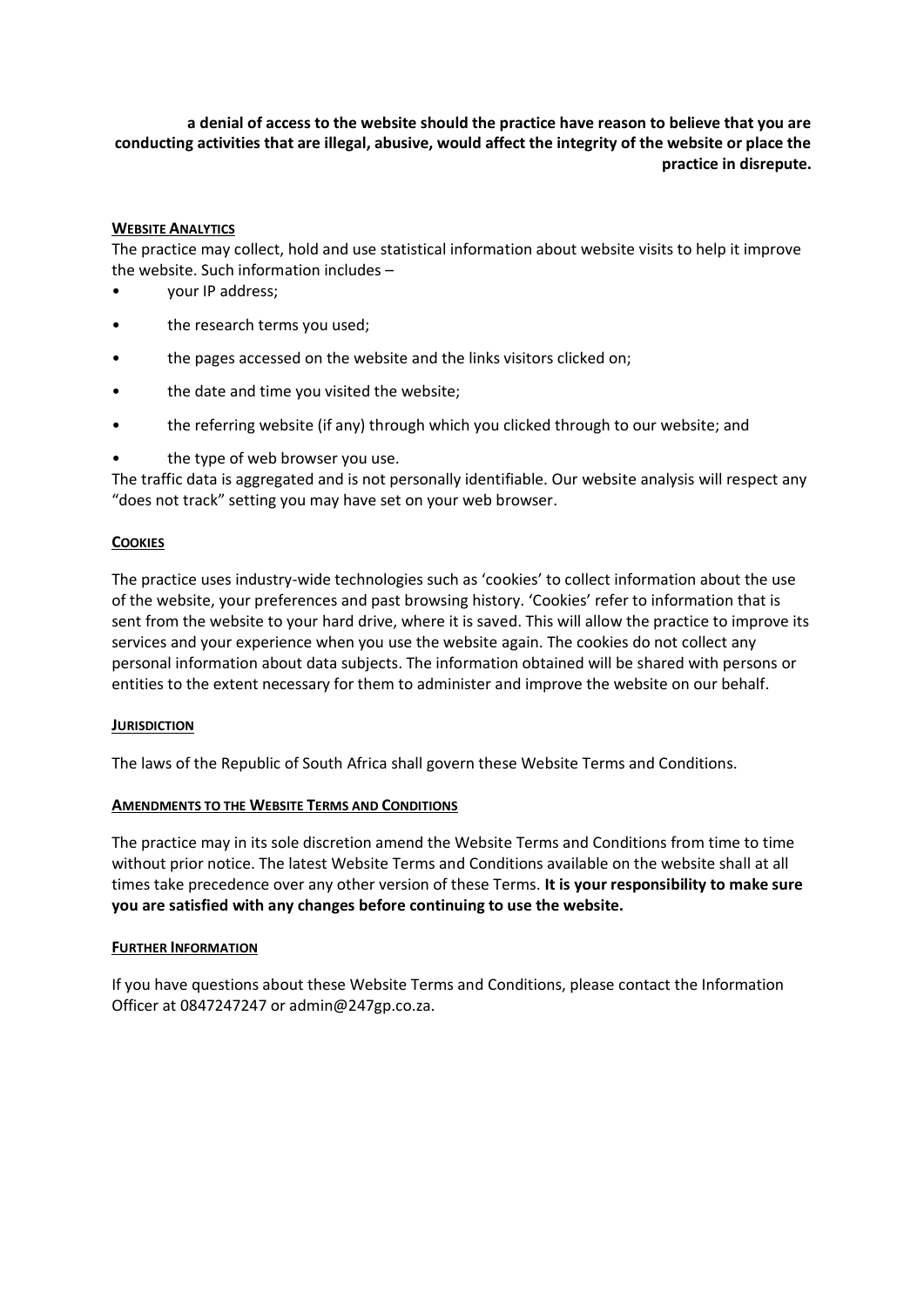**a denial of access to the website should the practice have reason to believe that you are conducting activities that are illegal, abusive, would affect the integrity of the website or place the practice in disrepute.**

## WEBSITE ANALYTICS

The practice may collect, hold and use statistical information about website visits to help it improve the website. Such information includes –

- your IP address;
- the research terms you used;
- the pages accessed on the website and the links visitors clicked on;
- the date and time you visited the website;
- the referring website (if any) through which you clicked through to our website; and
- the type of web browser you use.

The traffic data is aggregated and is not personally identifiable. Our website analysis will respect any "does not track" setting you may have set on your web browser.

## COOKIES

The practice uses industry-wide technologies such as 'cookies' to collect information about the use of the website, your preferences and past browsing history. 'Cookies' refer to information that is sent from the website to your hard drive, where it is saved. This will allow the practice to improve its services and your experience when you use the website again. The cookies do not collect any personal information about data subjects. The information obtained will be shared with persons or entities to the extent necessary for them to administer and improve the website on our behalf.

## JURISDICTION

The laws of the Republic of South Africa shall govern these Website Terms and Conditions.

## AMENDMENTS TO THE WEBSITE TERMS AND CONDITIONS

The practice may in its sole discretion amend the Website Terms and Conditions from time to time without prior notice. The latest Website Terms and Conditions available on the website shall at all times take precedence over any other version of these Terms. **It is your responsibility to make sure you are satisfied with any changes before continuing to use the website.**

## FURTHER INFORMATION

If you have questions about these Website Terms and Conditions, please contact the Information Officer at 0847247247 or admin@247gp.co.za.